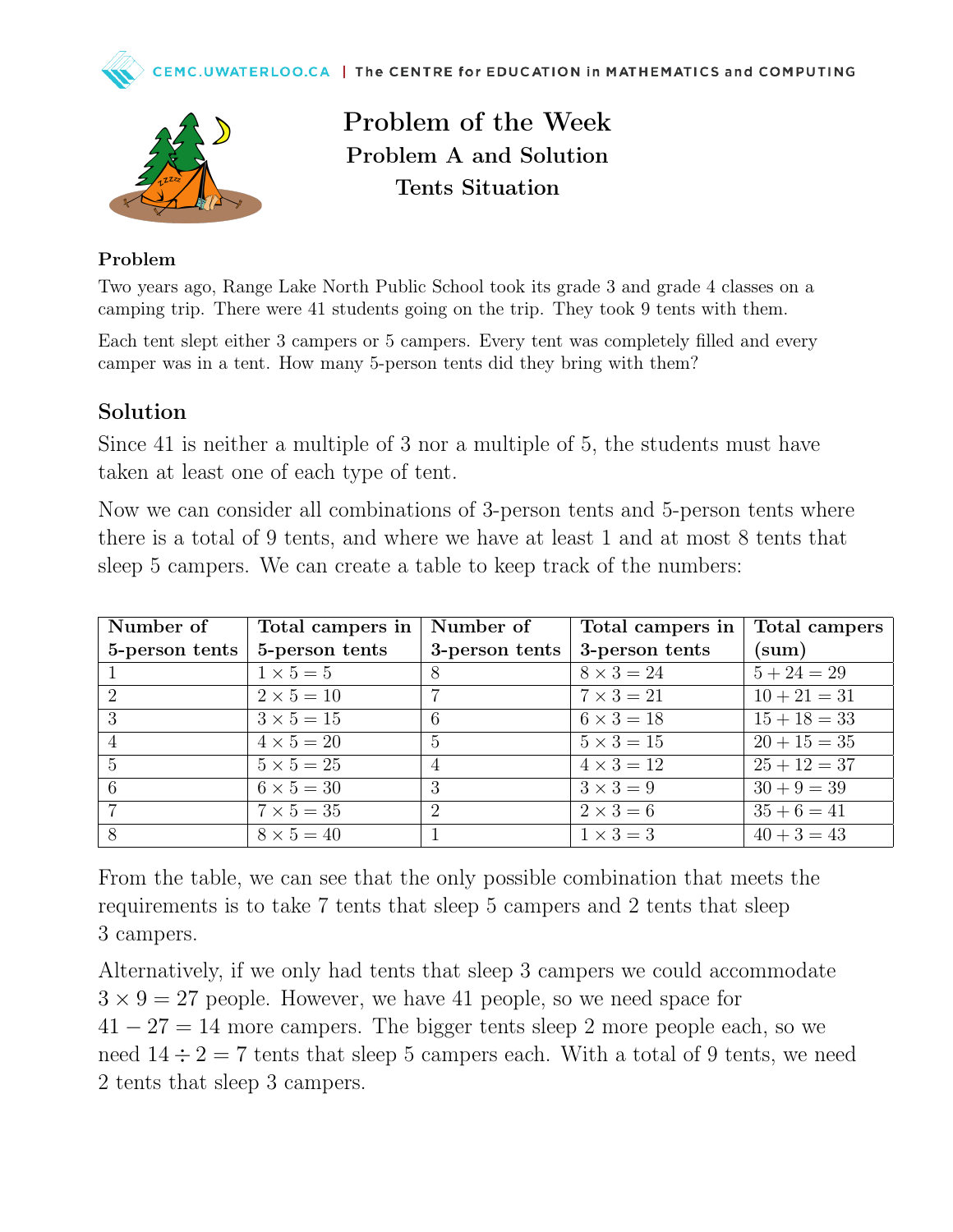# Problem of the Week

## Problem A and Solution

## Tents Situation

### Problem

Two years ago, Range Lake North Public School took its grade 3 and grade 4 classes on a camping trip. There were 41 students going on the trip. They took 9 tents with them.

Each tent slept either 3 campers or 5 campers. Every tent was completely filled and every camper was in a tent. How many 5-person tents did they bring with them?

## Solution

Since 41 is neither a multiple of 3 nor a multiple of 5, the students must have taken at least one of each type of tent.

Now we can consider all combinations of 3-person tents and 5-person tents where there is a total of 9 tents, and where we have at least 1 and at most 8 tents that sleep 5 campers. We can create a table to keep track of the numbers:

| Number of 5-person tents | Total campers in 5-person tents | Number of 3-person tents | Total campers in 3-person tents | Total campers (sum) |
|---|---|---|---|---|
| 1 | $1 \times 5 = 5$ | 8 | $8 \times 3 = 24$ | $5 + 24 = 29$ |
| 2 | $2 \times 5 = 10$ | 7 | $7 \times 3 = 21$ | $10 + 21 = 31$ |
| 3 | $3 \times 5 = 15$ | 6 | $6 \times 3 = 18$ | $15 + 18 = 33$ |
| 4 | $4 \times 5 = 20$ | 5 | $5 \times 3 = 15$ | $20 + 15 = 35$ |
| 5 | $5 \times 5 = 25$ | 4 | $4 \times 3 = 12$ | $25 + 12 = 37$ |
| 6 | $6 \times 5 = 30$ | 3 | $3 \times 3 = 9$ | $30 + 9 = 39$ |
| 7 | $7 \times 5 = 35$ | 2 | $2 \times 3 = 6$ | $35 + 6 = 41$ |
| 8 | $8 \times 5 = 40$ | 1 | $1 \times 3 = 3$ | $40 + 3 = 43$ |

From the table, we can see that the only possible combination that meets the requirements is to take 7 tents that sleep 5 campers and 2 tents that sleep 3 campers.

Alternatively, if we only had tents that sleep 3 campers we could accommodate $3 \times 9 = 27$ people. However, we have 41 people, so we need space for $41 - 27 = 14$ more campers. The bigger tents sleep 2 more people each, so we need $14 \div 2 = 7$ tents that sleep 5 campers each. With a total of 9 tents, we need 2 tents that sleep 3 campers.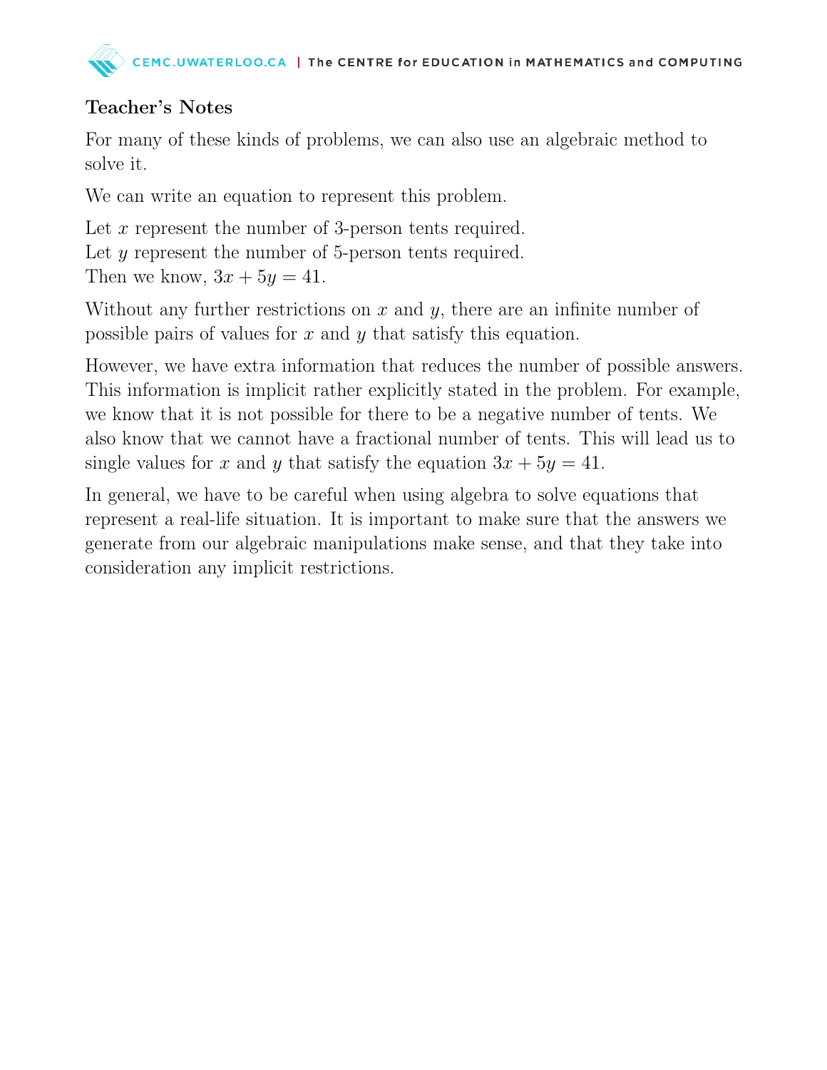**Teacher's Notes**

For many of these kinds of problems, we can also use an algebraic method to solve it.

We can write an equation to represent this problem.

Let $x$ represent the number of 3-person tents required.
Let $y$ represent the number of 5-person tents required.
Then we know, $3x + 5y = 41$.

Without any further restrictions on $x$ and $y$, there are an infinite number of possible pairs of values for $x$ and $y$ that satisfy this equation.

However, we have extra information that reduces the number of possible answers. This information is implicit rather explicitly stated in the problem. For example, we know that it is not possible for there to be a negative number of tents. We also know that we cannot have a fractional number of tents. This will lead us to single values for $x$ and $y$ that satisfy the equation $3x + 5y = 41$.

In general, we have to be careful when using algebra to solve equations that represent a real-life situation. It is important to make sure that the answers we generate from our algebraic manipulations make sense, and that they take into consideration any implicit restrictions.